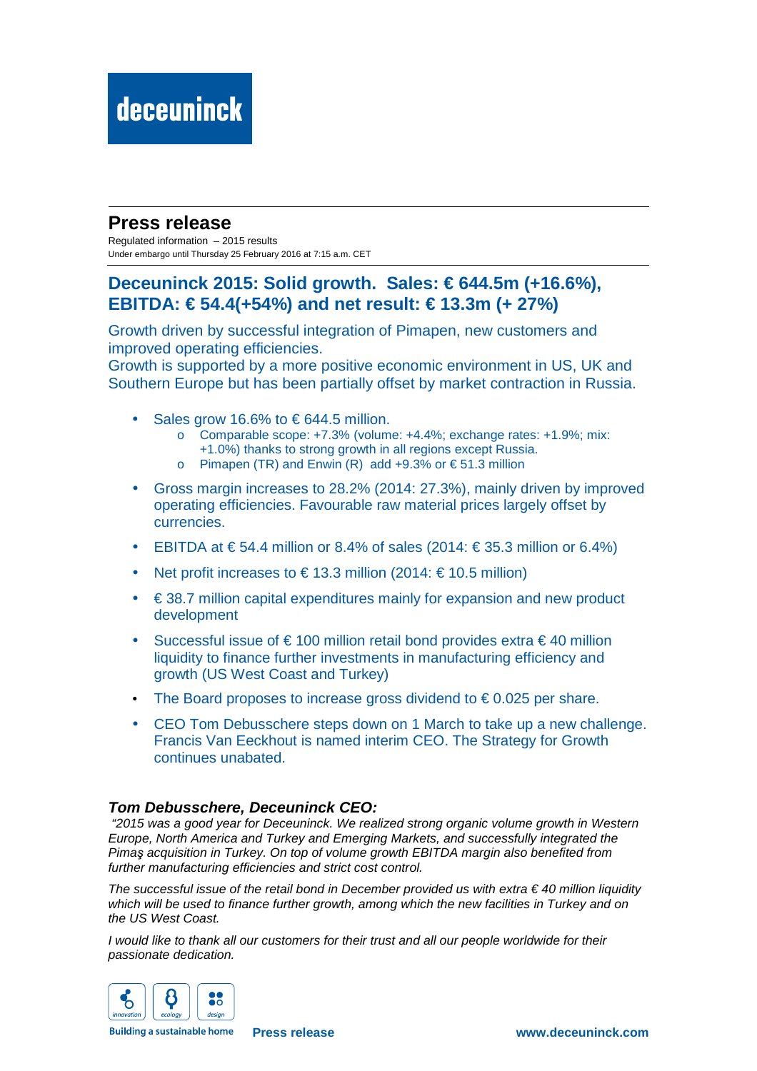**deceuninck**

# Press release

Regulated information – 2015 results
Under embargo until Thursday 25 February 2016 at 7:15 a.m. CET

## Deceuninck 2015: Solid growth. Sales: € 644.5m (+16.6%), EBITDA: € 54.4(+54%) and net result: € 13.3m (+ 27%)

Growth driven by successful integration of Pimapen, new customers and improved operating efficiencies.
Growth is supported by a more positive economic environment in US, UK and Southern Europe but has been partially offset by market contraction in Russia.

- Sales grow 16.6% to € 644.5 million.
  - Comparable scope: +7.3% (volume: +4.4%; exchange rates: +1.9%; mix: +1.0%) thanks to strong growth in all regions except Russia.
  - Pimapen (TR) and Enwin (R) add +9.3% or € 51.3 million
- Gross margin increases to 28.2% (2014: 27.3%), mainly driven by improved operating efficiencies. Favourable raw material prices largely offset by currencies.
- EBITDA at € 54.4 million or 8.4% of sales (2014: € 35.3 million or 6.4%)
- Net profit increases to € 13.3 million (2014: € 10.5 million)
- € 38.7 million capital expenditures mainly for expansion and new product development
- Successful issue of € 100 million retail bond provides extra € 40 million liquidity to finance further investments in manufacturing efficiency and growth (US West Coast and Turkey)
- The Board proposes to increase gross dividend to € 0.025 per share.
- CEO Tom Debusschere steps down on 1 March to take up a new challenge. Francis Van Eeckhout is named interim CEO. The Strategy for Growth continues unabated.

### *Tom Debusschere, Deceuninck CEO:*

*"2015 was a good year for Deceuninck. We realized strong organic volume growth in Western Europe, North America and Turkey and Emerging Markets, and successfully integrated the Pimaş acquisition in Turkey. On top of volume growth EBITDA margin also benefited from further manufacturing efficiencies and strict cost control.*

*The successful issue of the retail bond in December provided us with extra € 40 million liquidity which will be used to finance further growth, among which the new facilities in Turkey and on the US West Coast.*

*I would like to thank all our customers for their trust and all our people worldwide for their passionate dedication.*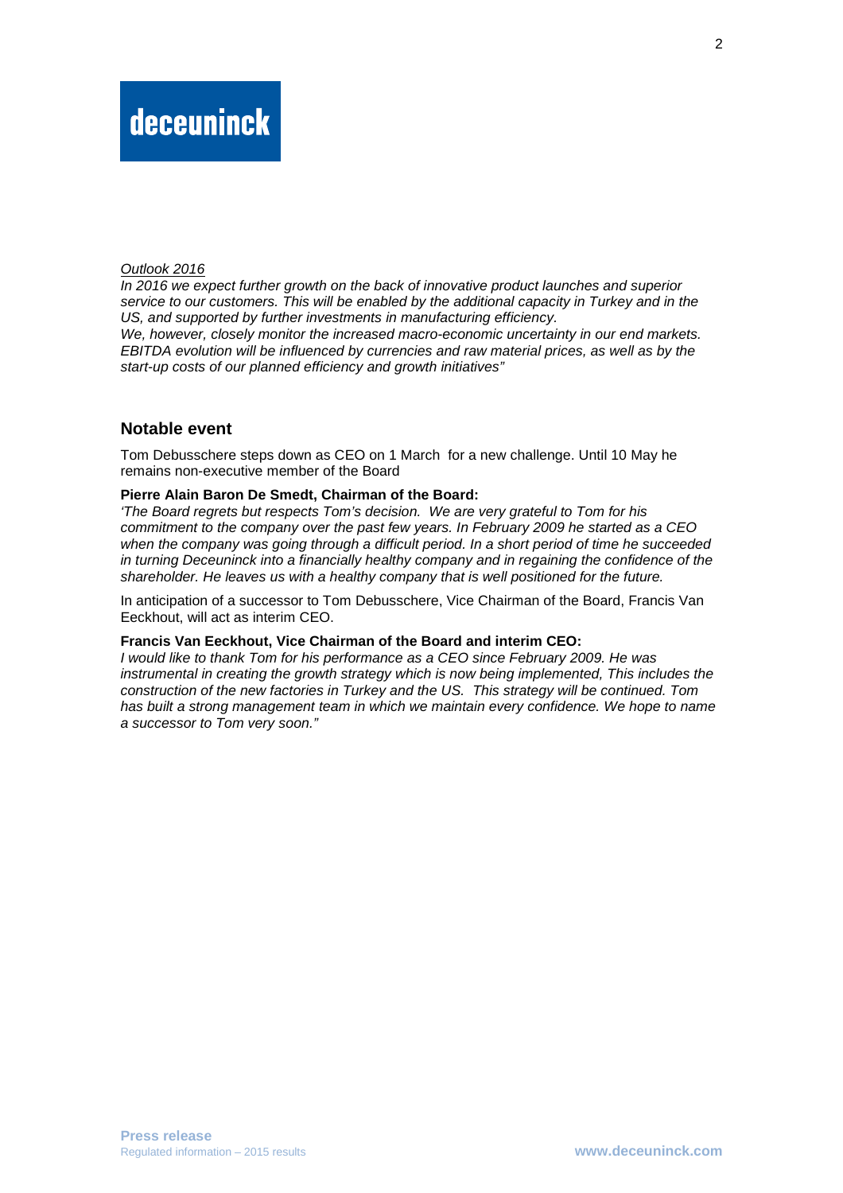*Outlook 2016*

*In 2016 we expect further growth on the back of innovative product launches and superior service to our customers. This will be enabled by the additional capacity in Turkey and in the US, and supported by further investments in manufacturing efficiency.*

*We, however, closely monitor the increased macro-economic uncertainty in our end markets. EBITDA evolution will be influenced by currencies and raw material prices, as well as by the start-up costs of our planned efficiency and growth initiatives"*

## Notable event

Tom Debusschere steps down as CEO on 1 March for a new challenge. Until 10 May he remains non-executive member of the Board

**Pierre Alain Baron De Smedt, Chairman of the Board:**

*'The Board regrets but respects Tom's decision. We are very grateful to Tom for his commitment to the company over the past few years. In February 2009 he started as a CEO when the company was going through a difficult period. In a short period of time he succeeded in turning Deceuninck into a financially healthy company and in regaining the confidence of the shareholder. He leaves us with a healthy company that is well positioned for the future.*

In anticipation of a successor to Tom Debusschere, Vice Chairman of the Board, Francis Van Eeckhout, will act as interim CEO.

**Francis Van Eeckhout, Vice Chairman of the Board and interim CEO:**

*I would like to thank Tom for his performance as a CEO since February 2009. He was instrumental in creating the growth strategy which is now being implemented, This includes the construction of the new factories in Turkey and the US. This strategy will be continued. Tom has built a strong management team in which we maintain every confidence. We hope to name a successor to Tom very soon."*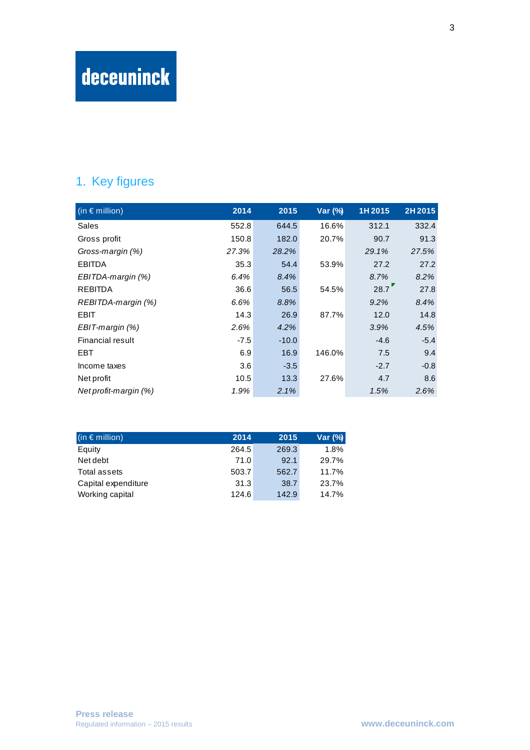## 1. Key figures

| (in € million) | 2014 | 2015 | Var (%) | 1H 2015 | 2H 2015 |
|---|---|---|---|---|---|
| Sales | 552.8 | 644.5 | 16.6% | 312.1 | 332.4 |
| Gross profit | 150.8 | 182.0 | 20.7% | 90.7 | 91.3 |
| *Gross-margin (%)* | *27.3%* | *28.2%* | | *29.1%* | *27.5%* |
| EBITDA | 35.3 | 54.4 | 53.9% | 27.2 | 27.2 |
| *EBITDA-margin (%)* | *6.4%* | *8.4%* | | *8.7%* | *8.2%* |
| REBITDA | 36.6 | 56.5 | 54.5% | 28.7 | 27.8 |
| *REBITDA-margin (%)* | *6.6%* | *8.8%* | | *9.2%* | *8.4%* |
| EBIT | 14.3 | 26.9 | 87.7% | 12.0 | 14.8 |
| *EBIT-margin (%)* | *2.6%* | *4.2%* | | *3.9%* | *4.5%* |
| Financial result | -7.5 | -10.0 | | -4.6 | -5.4 |
| EBT | 6.9 | 16.9 | 146.0% | 7.5 | 9.4 |
| Income taxes | 3.6 | -3.5 | | -2.7 | -0.8 |
| Net profit | 10.5 | 13.3 | 27.6% | 4.7 | 8.6 |
| *Net profit-margin (%)* | *1.9%* | *2.1%* | | *1.5%* | *2.6%* |

| (in € million) | 2014 | 2015 | Var (%) |
|---|---|---|---|
| Equity | 264.5 | 269.3 | 1.8% |
| Net debt | 71.0 | 92.1 | 29.7% |
| Total assets | 503.7 | 562.7 | 11.7% |
| Capital expenditure | 31.3 | 38.7 | 23.7% |
| Working capital | 124.6 | 142.9 | 14.7% |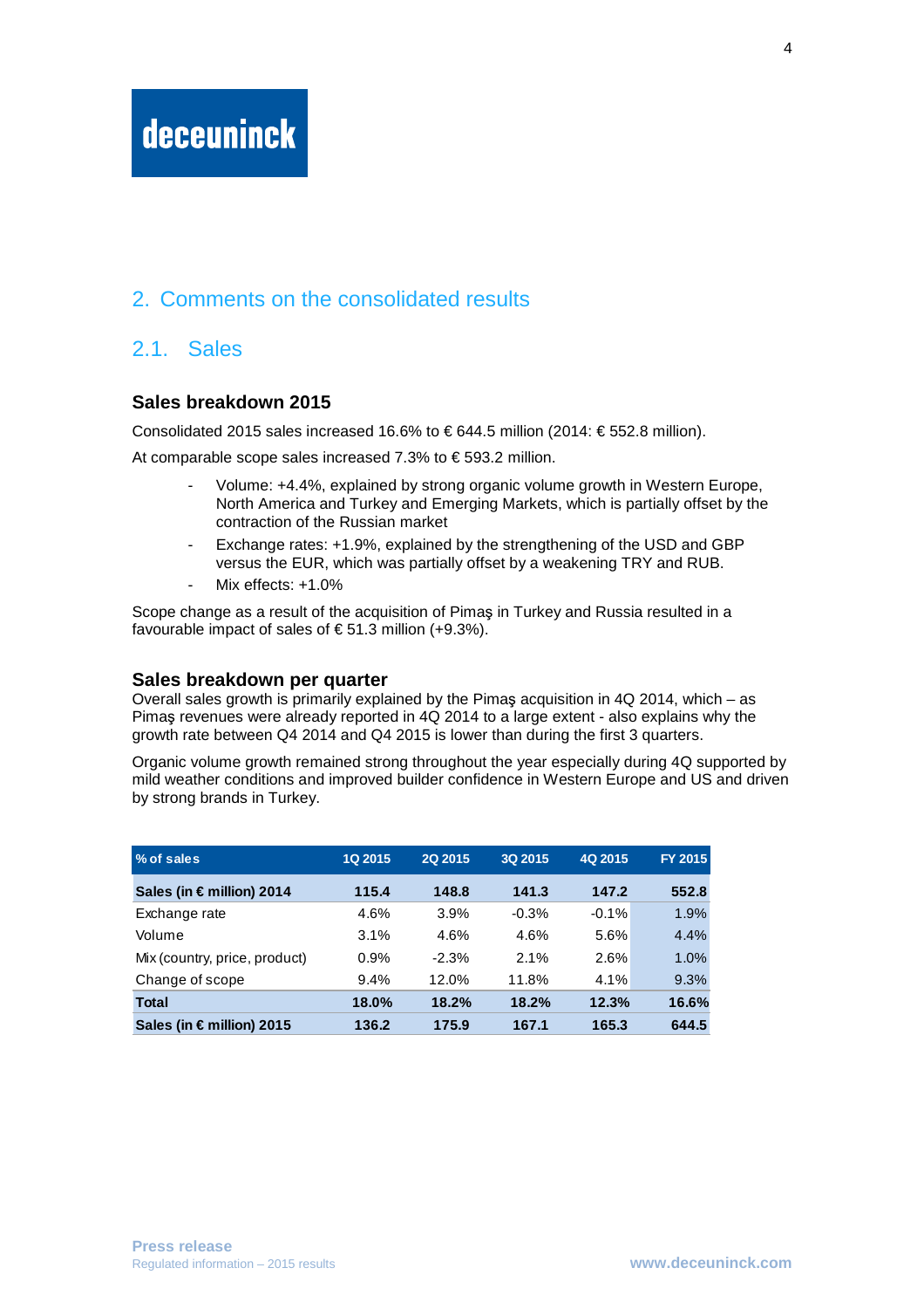deceuninck

## 2. Comments on the consolidated results

### 2.1. Sales

#### Sales breakdown 2015

Consolidated 2015 sales increased 16.6% to € 644.5 million (2014: € 552.8 million).

At comparable scope sales increased 7.3% to € 593.2 million.

- Volume: +4.4%, explained by strong organic volume growth in Western Europe, North America and Turkey and Emerging Markets, which is partially offset by the contraction of the Russian market
- Exchange rates: +1.9%, explained by the strengthening of the USD and GBP versus the EUR, which was partially offset by a weakening TRY and RUB.
- Mix effects: +1.0%

Scope change as a result of the acquisition of Pimaş in Turkey and Russia resulted in a favourable impact of sales of € 51.3 million (+9.3%).

#### Sales breakdown per quarter

Overall sales growth is primarily explained by the Pimaş acquisition in 4Q 2014, which – as Pimaş revenues were already reported in 4Q 2014 to a large extent - also explains why the growth rate between Q4 2014 and Q4 2015 is lower than during the first 3 quarters.

Organic volume growth remained strong throughout the year especially during 4Q supported by mild weather conditions and improved builder confidence in Western Europe and US and driven by strong brands in Turkey.

| % of sales | 1Q 2015 | 2Q 2015 | 3Q 2015 | 4Q 2015 | FY 2015 |
|---|---|---|---|---|---|
| **Sales (in € million) 2014** | **115.4** | **148.8** | **141.3** | **147.2** | **552.8** |
| Exchange rate | 4.6% | 3.9% | -0.3% | -0.1% | 1.9% |
| Volume | 3.1% | 4.6% | 4.6% | 5.6% | 4.4% |
| Mix (country, price, product) | 0.9% | -2.3% | 2.1% | 2.6% | 1.0% |
| Change of scope | 9.4% | 12.0% | 11.8% | 4.1% | 9.3% |
| **Total** | **18.0%** | **18.2%** | **18.2%** | **12.3%** | **16.6%** |
| **Sales (in € million) 2015** | **136.2** | **175.9** | **167.1** | **165.3** | **644.5** |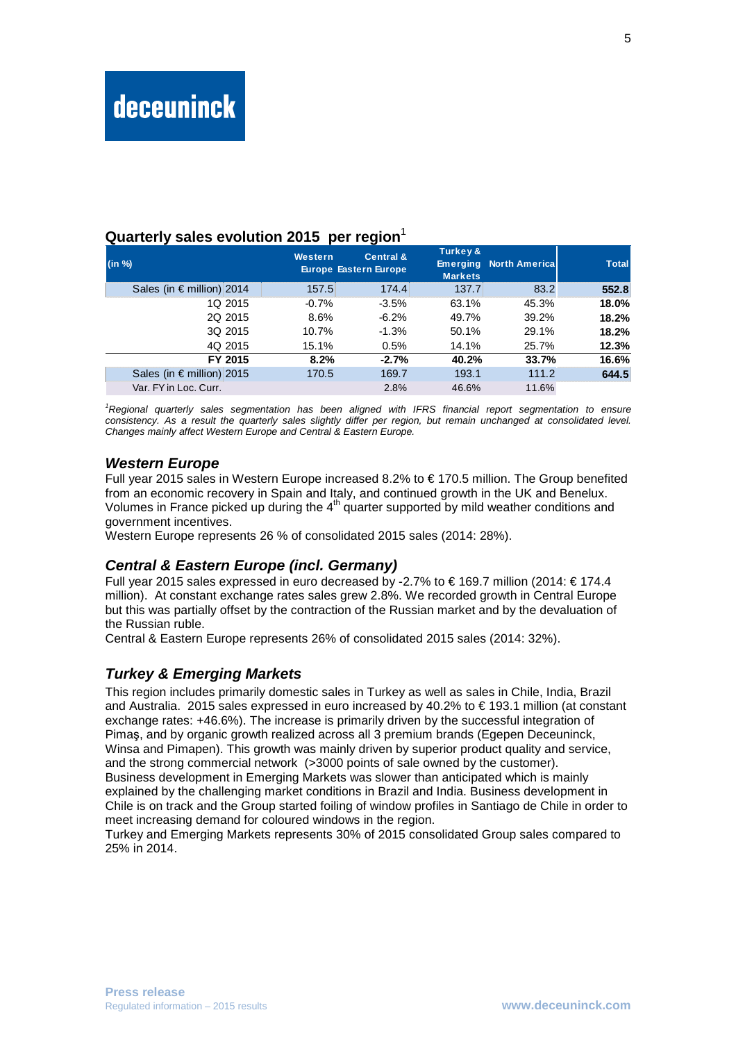## Quarterly sales evolution 2015 per region[1]

| (in %) | Western Europe | Central & Eastern Europe | Turkey & Emerging Markets | North America | Total |
|---|---|---|---|---|---|
| Sales (in € million) 2014 | 157.5 | 174.4 | 137.7 | 83.2 | **552.8** |
| 1Q 2015 | -0.7% | -3.5% | 63.1% | 45.3% | **18.0%** |
| 2Q 2015 | 8.6% | -6.2% | 49.7% | 39.2% | **18.2%** |
| 3Q 2015 | 10.7% | -1.3% | 50.1% | 29.1% | **18.2%** |
| 4Q 2015 | 15.1% | 0.5% | 14.1% | 25.7% | **12.3%** |
| **FY 2015** | **8.2%** | **-2.7%** | **40.2%** | **33.7%** | **16.6%** |
| Sales (in € million) 2015 | 170.5 | 169.7 | 193.1 | 111.2 | **644.5** |
| Var. FY in Loc. Curr. | | 2.8% | 46.6% | 11.6% | |

*[1]Regional quarterly sales segmentation has been aligned with IFRS financial report segmentation to ensure consistency. As a result the quarterly sales slightly differ per region, but remain unchanged at consolidated level. Changes mainly affect Western Europe and Central & Eastern Europe.*

### *Western Europe*

Full year 2015 sales in Western Europe increased 8.2% to € 170.5 million. The Group benefited from an economic recovery in Spain and Italy, and continued growth in the UK and Benelux. Volumes in France picked up during the 4th quarter supported by mild weather conditions and government incentives.

Western Europe represents 26 % of consolidated 2015 sales (2014: 28%).

### *Central & Eastern Europe (incl. Germany)*

Full year 2015 sales expressed in euro decreased by -2.7% to € 169.7 million (2014: € 174.4 million). At constant exchange rates sales grew 2.8%. We recorded growth in Central Europe but this was partially offset by the contraction of the Russian market and by the devaluation of the Russian ruble.

Central & Eastern Europe represents 26% of consolidated 2015 sales (2014: 32%).

### *Turkey & Emerging Markets*

This region includes primarily domestic sales in Turkey as well as sales in Chile, India, Brazil and Australia. 2015 sales expressed in euro increased by 40.2% to € 193.1 million (at constant exchange rates: +46.6%). The increase is primarily driven by the successful integration of Pimaş, and by organic growth realized across all 3 premium brands (Egepen Deceuninck, Winsa and Pimapen). This growth was mainly driven by superior product quality and service, and the strong commercial network (>3000 points of sale owned by the customer).

Business development in Emerging Markets was slower than anticipated which is mainly explained by the challenging market conditions in Brazil and India. Business development in Chile is on track and the Group started foiling of window profiles in Santiago de Chile in order to meet increasing demand for coloured windows in the region.

Turkey and Emerging Markets represents 30% of 2015 consolidated Group sales compared to 25% in 2014.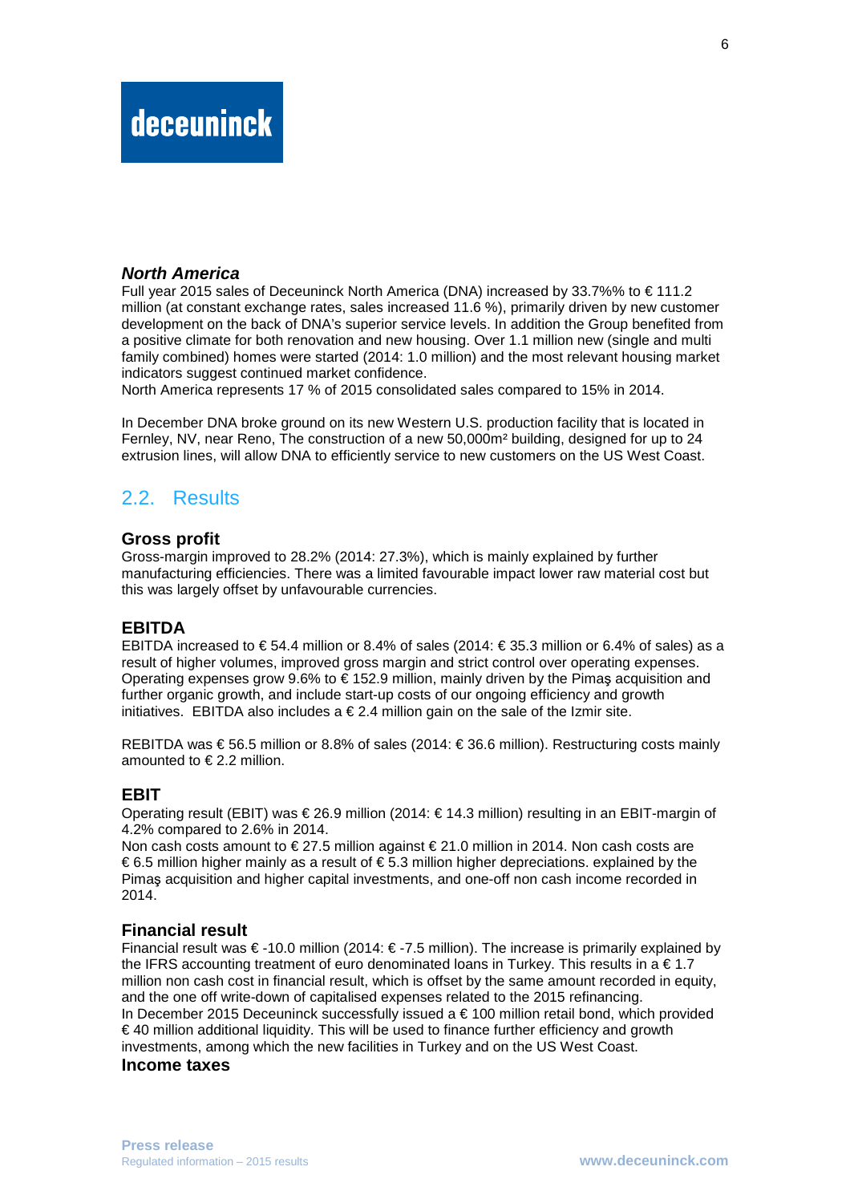### *North America*

Full year 2015 sales of Deceuninck North America (DNA) increased by 33.7%% to € 111.2 million (at constant exchange rates, sales increased 11.6 %), primarily driven by new customer development on the back of DNA's superior service levels. In addition the Group benefited from a positive climate for both renovation and new housing. Over 1.1 million new (single and multi family combined) homes were started (2014: 1.0 million) and the most relevant housing market indicators suggest continued market confidence.
North America represents 17 % of 2015 consolidated sales compared to 15% in 2014.

In December DNA broke ground on its new Western U.S. production facility that is located in Fernley, NV, near Reno, The construction of a new 50,000m² building, designed for up to 24 extrusion lines, will allow DNA to efficiently service to new customers on the US West Coast.

## 2.2. Results

### Gross profit

Gross-margin improved to 28.2% (2014: 27.3%), which is mainly explained by further manufacturing efficiencies. There was a limited favourable impact lower raw material cost but this was largely offset by unfavourable currencies.

### EBITDA

EBITDA increased to € 54.4 million or 8.4% of sales (2014: € 35.3 million or 6.4% of sales) as a result of higher volumes, improved gross margin and strict control over operating expenses. Operating expenses grow 9.6% to € 152.9 million, mainly driven by the Pimaş acquisition and further organic growth, and include start-up costs of our ongoing efficiency and growth initiatives. EBITDA also includes a € 2.4 million gain on the sale of the Izmir site.

REBITDA was € 56.5 million or 8.8% of sales (2014: € 36.6 million). Restructuring costs mainly amounted to € 2.2 million.

### EBIT

Operating result (EBIT) was € 26.9 million (2014: € 14.3 million) resulting in an EBIT-margin of 4.2% compared to 2.6% in 2014.
Non cash costs amount to € 27.5 million against € 21.0 million in 2014. Non cash costs are € 6.5 million higher mainly as a result of € 5.3 million higher depreciations. explained by the Pimaş acquisition and higher capital investments, and one-off non cash income recorded in 2014.

### Financial result

Financial result was € -10.0 million (2014: € -7.5 million). The increase is primarily explained by the IFRS accounting treatment of euro denominated loans in Turkey. This results in a € 1.7 million non cash cost in financial result, which is offset by the same amount recorded in equity, and the one off write-down of capitalised expenses related to the 2015 refinancing.
In December 2015 Deceuninck successfully issued a € 100 million retail bond, which provided € 40 million additional liquidity. This will be used to finance further efficiency and growth investments, among which the new facilities in Turkey and on the US West Coast.

### Income taxes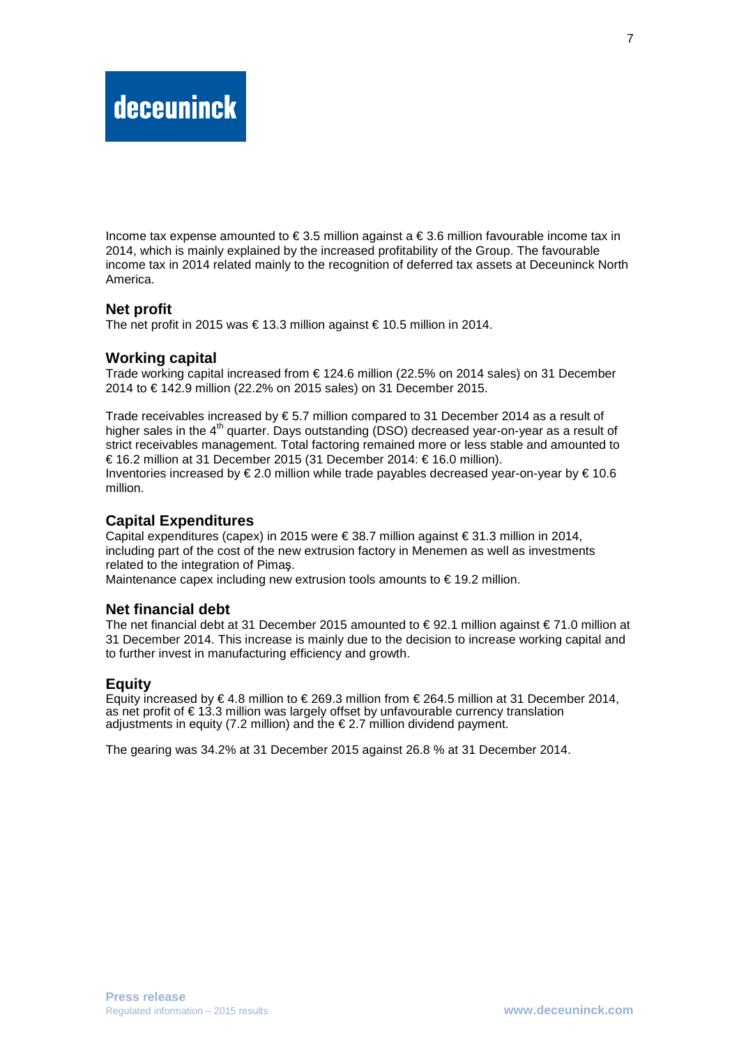Income tax expense amounted to € 3.5 million against a € 3.6 million favourable income tax in 2014, which is mainly explained by the increased profitability of the Group. The favourable income tax in 2014 related mainly to the recognition of deferred tax assets at Deceuninck North America.

## Net profit

The net profit in 2015 was € 13.3 million against € 10.5 million in 2014.

## Working capital

Trade working capital increased from € 124.6 million (22.5% on 2014 sales) on 31 December 2014 to € 142.9 million (22.2% on 2015 sales) on 31 December 2015.

Trade receivables increased by € 5.7 million compared to 31 December 2014 as a result of higher sales in the 4th quarter. Days outstanding (DSO) decreased year-on-year as a result of strict receivables management. Total factoring remained more or less stable and amounted to € 16.2 million at 31 December 2015 (31 December 2014: € 16.0 million).
Inventories increased by € 2.0 million while trade payables decreased year-on-year by € 10.6 million.

## Capital Expenditures

Capital expenditures (capex) in 2015 were € 38.7 million against € 31.3 million in 2014, including part of the cost of the new extrusion factory in Menemen as well as investments related to the integration of Pimaş.
Maintenance capex including new extrusion tools amounts to € 19.2 million.

## Net financial debt

The net financial debt at 31 December 2015 amounted to € 92.1 million against € 71.0 million at 31 December 2014. This increase is mainly due to the decision to increase working capital and to further invest in manufacturing efficiency and growth.

## Equity

Equity increased by € 4.8 million to € 269.3 million from € 264.5 million at 31 December 2014, as net profit of € 13.3 million was largely offset by unfavourable currency translation adjustments in equity (7.2 million) and the € 2.7 million dividend payment.

The gearing was 34.2% at 31 December 2015 against 26.8 % at 31 December 2014.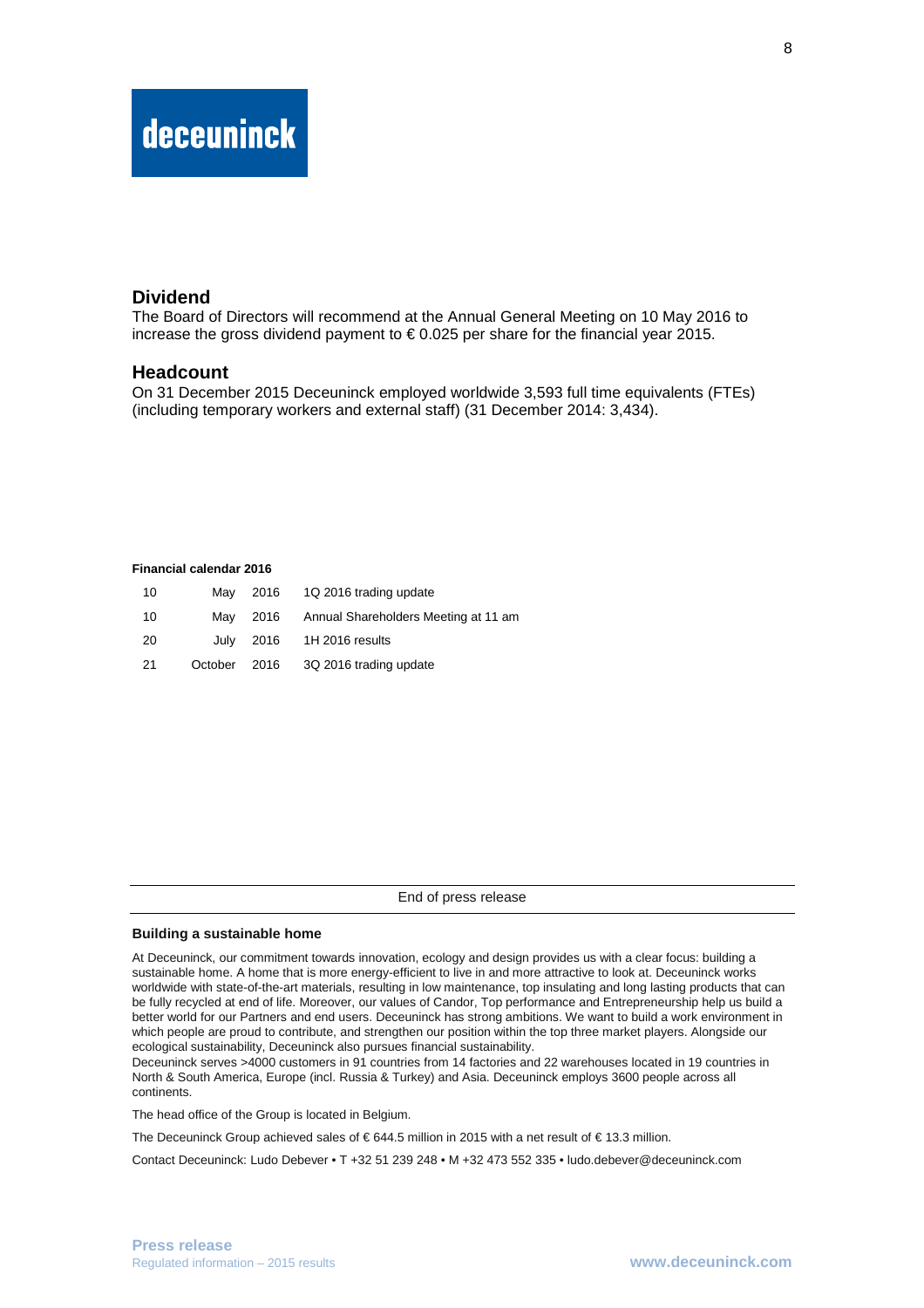## Dividend

The Board of Directors will recommend at the Annual General Meeting on 10 May 2016 to increase the gross dividend payment to € 0.025 per share for the financial year 2015.

## Headcount

On 31 December 2015 Deceuninck employed worldwide 3,593 full time equivalents (FTEs) (including temporary workers and external staff) (31 December 2014: 3,434).

**Financial calendar 2016**

| | | | |
|---|---|---|---|
| 10 | May | 2016 | 1Q 2016 trading update |
| 10 | May | 2016 | Annual Shareholders Meeting at 11 am |
| 20 | July | 2016 | 1H 2016 results |
| 21 | October | 2016 | 3Q 2016 trading update |

End of press release

**Building a sustainable home**

At Deceuninck, our commitment towards innovation, ecology and design provides us with a clear focus: building a sustainable home. A home that is more energy-efficient to live in and more attractive to look at. Deceuninck works worldwide with state-of-the-art materials, resulting in low maintenance, top insulating and long lasting products that can be fully recycled at end of life. Moreover, our values of Candor, Top performance and Entrepreneurship help us build a better world for our Partners and end users. Deceuninck has strong ambitions. We want to build a work environment in which people are proud to contribute, and strengthen our position within the top three market players. Alongside our ecological sustainability, Deceuninck also pursues financial sustainability.
Deceuninck serves >4000 customers in 91 countries from 14 factories and 22 warehouses located in 19 countries in North & South America, Europe (incl. Russia & Turkey) and Asia. Deceuninck employs 3600 people across all continents.

The head office of the Group is located in Belgium.

The Deceuninck Group achieved sales of € 644.5 million in 2015 with a net result of € 13.3 million.

Contact Deceuninck: Ludo Debever • T +32 51 239 248 • M +32 473 552 335 • ludo.debever@deceuninck.com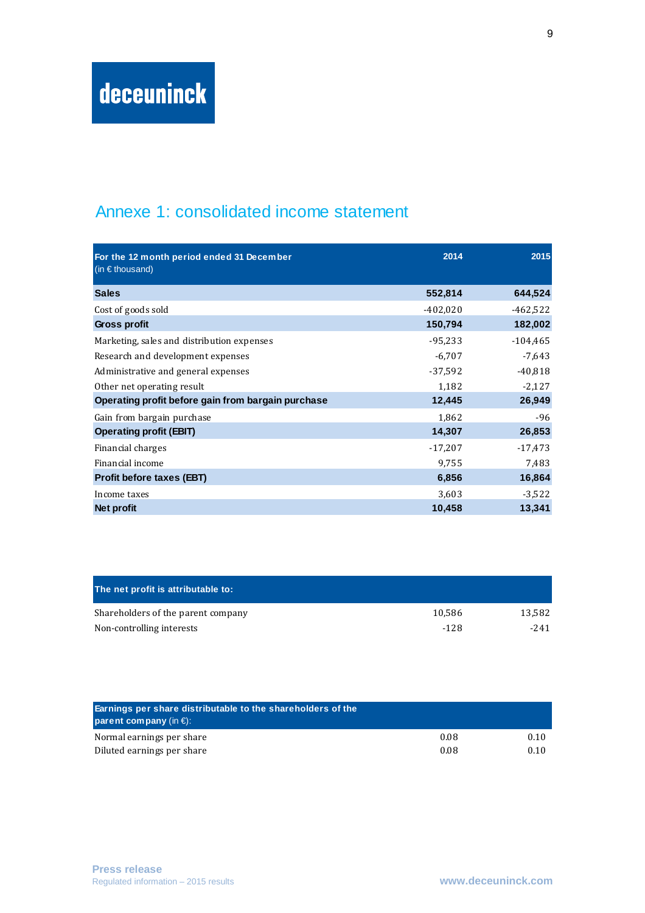deceuninck

## Annexe 1: consolidated income statement

| For the 12 month period ended 31 December (in € thousand) | 2014 | 2015 |
|---|---|---|
| **Sales** | **552,814** | **644,524** |
| Cost of goods sold | -402,020 | -462,522 |
| **Gross profit** | **150,794** | **182,002** |
| Marketing, sales and distribution expenses | -95,233 | -104,465 |
| Research and development expenses | -6,707 | -7,643 |
| Administrative and general expenses | -37,592 | -40,818 |
| Other net operating result | 1,182 | -2,127 |
| **Operating profit before gain from bargain purchase** | **12,445** | **26,949** |
| Gain from bargain purchase | 1,862 | -96 |
| **Operating profit (EBIT)** | **14,307** | **26,853** |
| Financial charges | -17,207 | -17,473 |
| Financial income | 9,755 | 7,483 |
| **Profit before taxes (EBT)** | **6,856** | **16,864** |
| Income taxes | 3,603 | -3,522 |
| **Net profit** | **10,458** | **13,341** |

| The net profit is attributable to: | | |
|---|---|---|
| Shareholders of the parent company | 10,586 | 13,582 |
| Non-controlling interests | -128 | -241 |

| Earnings per share distributable to the shareholders of the parent company (in €): | | |
|---|---|---|
| Normal earnings per share | 0.08 | 0.10 |
| Diluted earnings per share | 0.08 | 0.10 |

**Press release**
Regulated information – 2015 results

www.deceuninck.com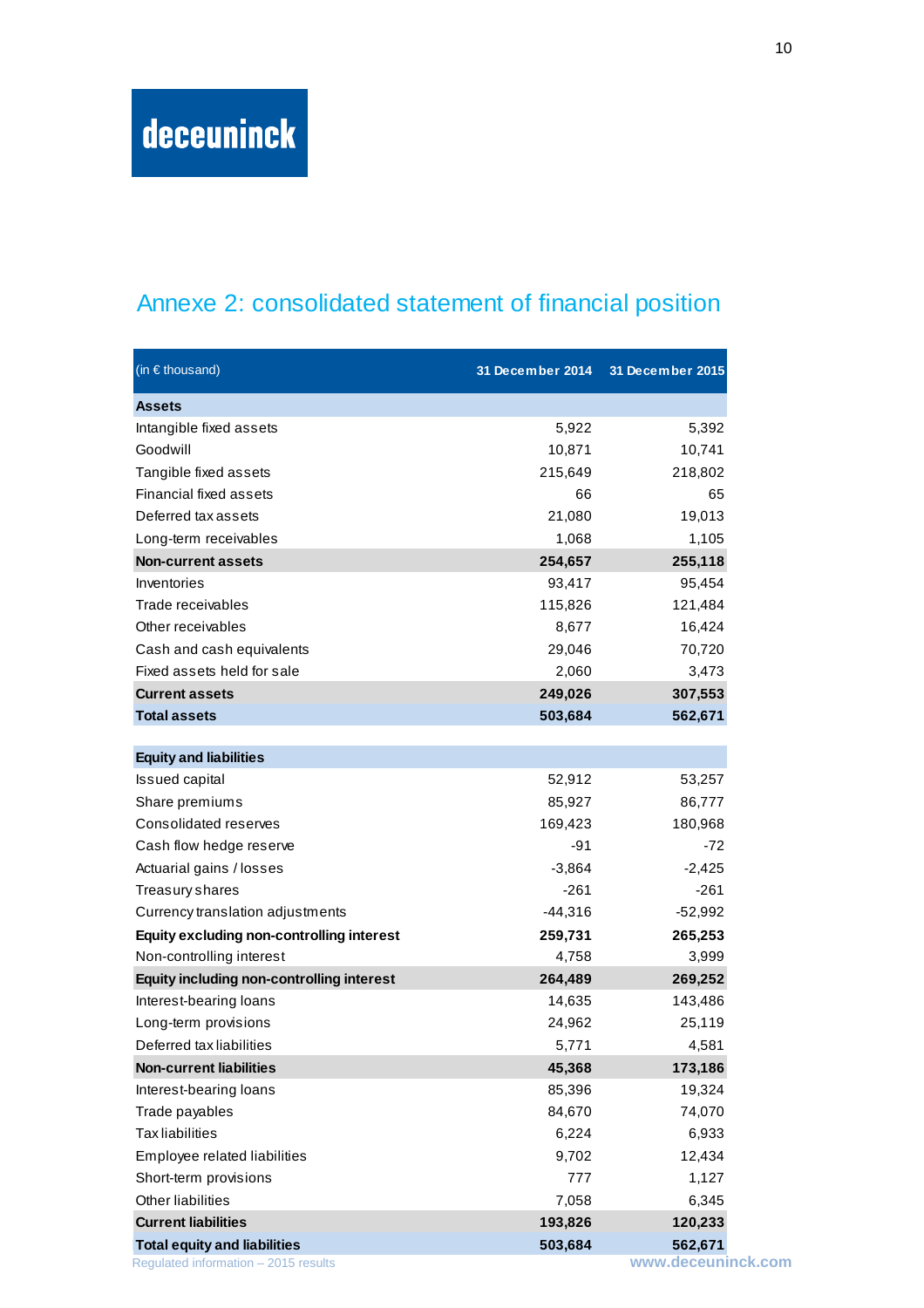# Annexe 2: consolidated statement of financial position

| (in € thousand) | 31 December 2014 | 31 December 2015 |
|---|---|---|
| **Assets** | | |
| Intangible fixed assets | 5,922 | 5,392 |
| Goodwill | 10,871 | 10,741 |
| Tangible fixed assets | 215,649 | 218,802 |
| Financial fixed assets | 66 | 65 |
| Deferred tax assets | 21,080 | 19,013 |
| Long-term receivables | 1,068 | 1,105 |
| **Non-current assets** | **254,657** | **255,118** |
| Inventories | 93,417 | 95,454 |
| Trade receivables | 115,826 | 121,484 |
| Other receivables | 8,677 | 16,424 |
| Cash and cash equivalents | 29,046 | 70,720 |
| Fixed assets held for sale | 2,060 | 3,473 |
| **Current assets** | **249,026** | **307,553** |
| **Total assets** | **503,684** | **562,671** |
| | | |
| **Equity and liabilities** | | |
| Issued capital | 52,912 | 53,257 |
| Share premiums | 85,927 | 86,777 |
| Consolidated reserves | 169,423 | 180,968 |
| Cash flow hedge reserve | -91 | -72 |
| Actuarial gains / losses | -3,864 | -2,425 |
| Treasury shares | -261 | -261 |
| Currency translation adjustments | -44,316 | -52,992 |
| **Equity excluding non-controlling interest** | **259,731** | **265,253** |
| Non-controlling interest | 4,758 | 3,999 |
| **Equity including non-controlling interest** | **264,489** | **269,252** |
| Interest-bearing loans | 14,635 | 143,486 |
| Long-term provisions | 24,962 | 25,119 |
| Deferred tax liabilities | 5,771 | 4,581 |
| **Non-current liabilities** | **45,368** | **173,186** |
| Interest-bearing loans | 85,396 | 19,324 |
| Trade payables | 84,670 | 74,070 |
| Tax liabilities | 6,224 | 6,933 |
| Employee related liabilities | 9,702 | 12,434 |
| Short-term provisions | 777 | 1,127 |
| Other liabilities | 7,058 | 6,345 |
| **Current liabilities** | **193,826** | **120,233** |
| **Total equity and liabilities** | **503,684** | **562,671** |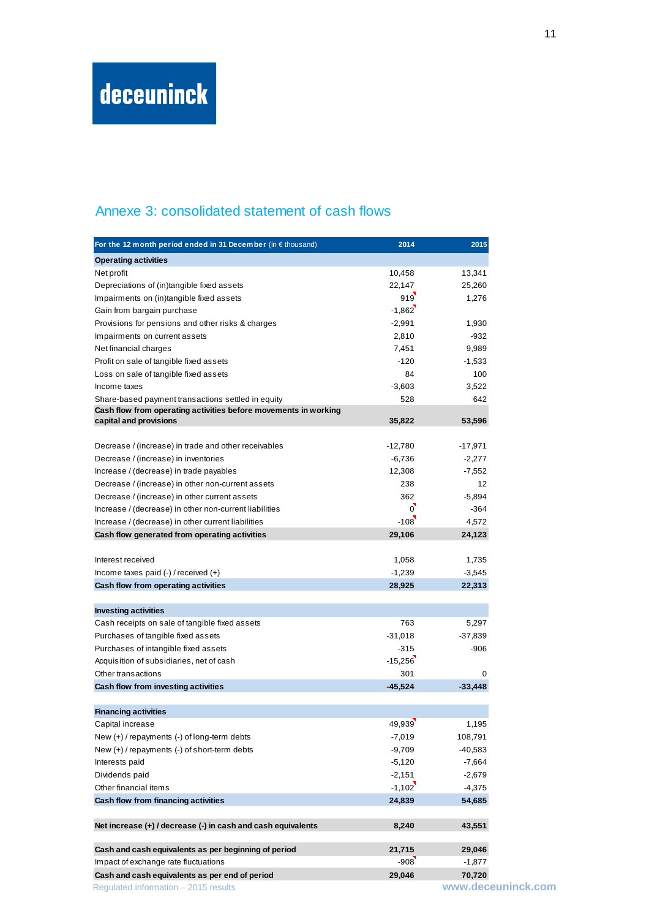deceuninck

## Annexe 3: consolidated statement of cash flows

| For the 12 month period ended in 31 December (in € thousand) | 2014 | 2015 |
|---|---|---|
| **Operating activities** | | |
| Net profit | 10,458 | 13,341 |
| Depreciations of (in)tangible fixed assets | 22,147 | 25,260 |
| Impairments on (in)tangible fixed assets | 919 | 1,276 |
| Gain from bargain purchase | -1,862 | |
| Provisions for pensions and other risks & charges | -2,991 | 1,930 |
| Impairments on current assets | 2,810 | -932 |
| Net financial charges | 7,451 | 9,989 |
| Profit on sale of tangible fixed assets | -120 | -1,533 |
| Loss on sale of tangible fixed assets | 84 | 100 |
| Income taxes | -3,603 | 3,522 |
| Share-based payment transactions settled in equity | 528 | 642 |
| **Cash flow from operating activities before movements in working capital and provisions** | **35,822** | **53,596** |
| | | |
| Decrease / (increase) in trade and other receivables | -12,780 | -17,971 |
| Decrease / (increase) in inventories | -6,736 | -2,277 |
| Increase / (decrease) in trade payables | 12,308 | -7,552 |
| Decrease / (increase) in other non-current assets | 238 | 12 |
| Decrease / (increase) in other current assets | 362 | -5,894 |
| Increase / (decrease) in other non-current liabilities | 0 | -364 |
| Increase / (decrease) in other current liabilities | -108 | 4,572 |
| **Cash flow generated from operating activities** | **29,106** | **24,123** |
| | | |
| Interest received | 1,058 | 1,735 |
| Income taxes paid (-) / received (+) | -1,239 | -3,545 |
| **Cash flow from operating activities** | **28,925** | **22,313** |
| | | |
| **Investing activities** | | |
| Cash receipts on sale of tangible fixed assets | 763 | 5,297 |
| Purchases of tangible fixed assets | -31,018 | -37,839 |
| Purchases of intangible fixed assets | -315 | -906 |
| Acquisition of subsidiaries, net of cash | -15,256 | |
| Other transactions | 301 | 0 |
| **Cash flow from investing activities** | **-45,524** | **-33,448** |
| | | |
| **Financing activities** | | |
| Capital increase | 49,939 | 1,195 |
| New (+) / repayments (-) of long-term debts | -7,019 | 108,791 |
| New (+) / repayments (-) of short-term debts | -9,709 | -40,583 |
| Interests paid | -5,120 | -7,664 |
| Dividends paid | -2,151 | -2,679 |
| Other financial items | -1,102 | -4,375 |
| **Cash flow from financing activities** | **24,839** | **54,685** |
| | | |
| **Net increase (+) / decrease (-) in cash and cash equivalents** | **8,240** | **43,551** |
| | | |
| **Cash and cash equivalents as per beginning of period** | **21,715** | **29,046** |
| Impact of exchange rate fluctuations | -908 | -1,877 |
| **Cash and cash equivalents as per end of period** | **29,046** | **70,720** |